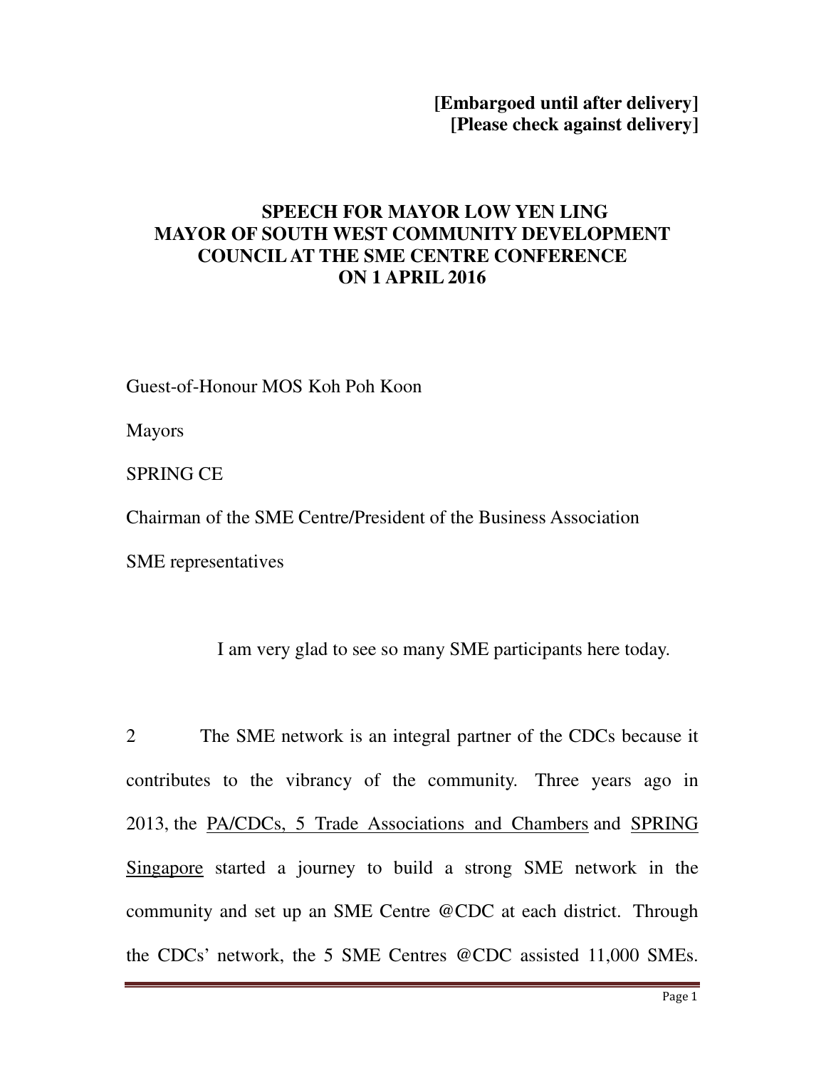**[Embargoed until after delivery]**
**[Please check against delivery]**

# SPEECH FOR MAYOR LOW YEN LING MAYOR OF SOUTH WEST COMMUNITY DEVELOPMENT COUNCIL AT THE SME CENTRE CONFERENCE ON 1 APRIL 2016

Guest-of-Honour MOS Koh Poh Koon

Mayors

SPRING CE

Chairman of the SME Centre/President of the Business Association

SME representatives

I am very glad to see so many SME participants here today.

2 The SME network is an integral partner of the CDCs because it contributes to the vibrancy of the community. Three years ago in 2013, the PA/CDCs, 5 Trade Associations and Chambers and SPRING Singapore started a journey to build a strong SME network in the community and set up an SME Centre @CDC at each district. Through the CDCs' network, the 5 SME Centres @CDC assisted 11,000 SMEs.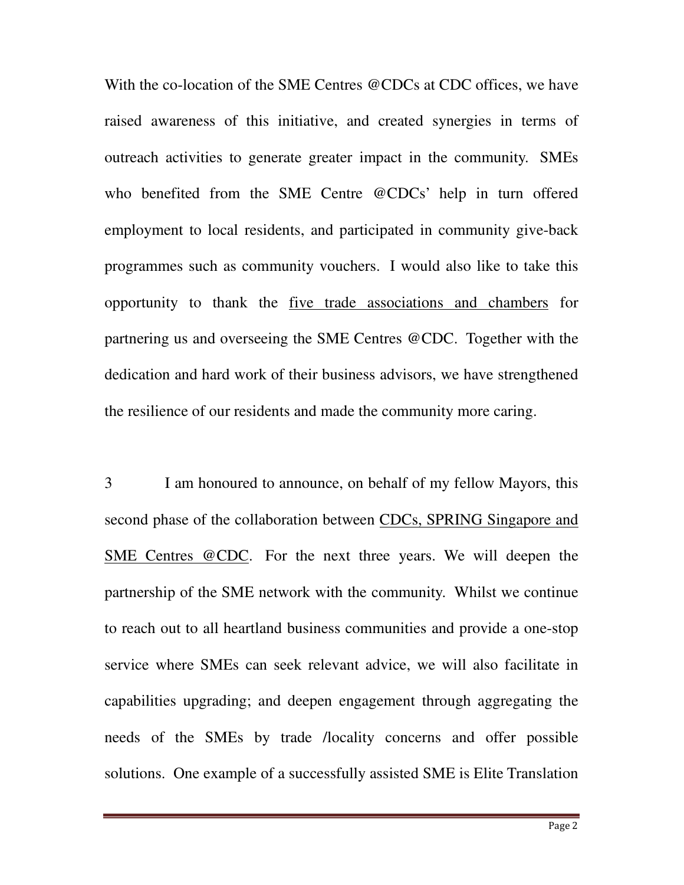With the co-location of the SME Centres @CDCs at CDC offices, we have raised awareness of this initiative, and created synergies in terms of outreach activities to generate greater impact in the community. SMEs who benefited from the SME Centre @CDCs' help in turn offered employment to local residents, and participated in community give-back programmes such as community vouchers. I would also like to take this opportunity to thank the <u>five trade associations and chambers</u> for partnering us and overseeing the SME Centres @CDC. Together with the dedication and hard work of their business advisors, we have strengthened the resilience of our residents and made the community more caring.

3 I am honoured to announce, on behalf of my fellow Mayors, this second phase of the collaboration between <u>CDCs, SPRING Singapore and SME Centres @CDC</u>. For the next three years. We will deepen the partnership of the SME network with the community. Whilst we continue to reach out to all heartland business communities and provide a one-stop service where SMEs can seek relevant advice, we will also facilitate in capabilities upgrading; and deepen engagement through aggregating the needs of the SMEs by trade /locality concerns and offer possible solutions. One example of a successfully assisted SME is Elite Translation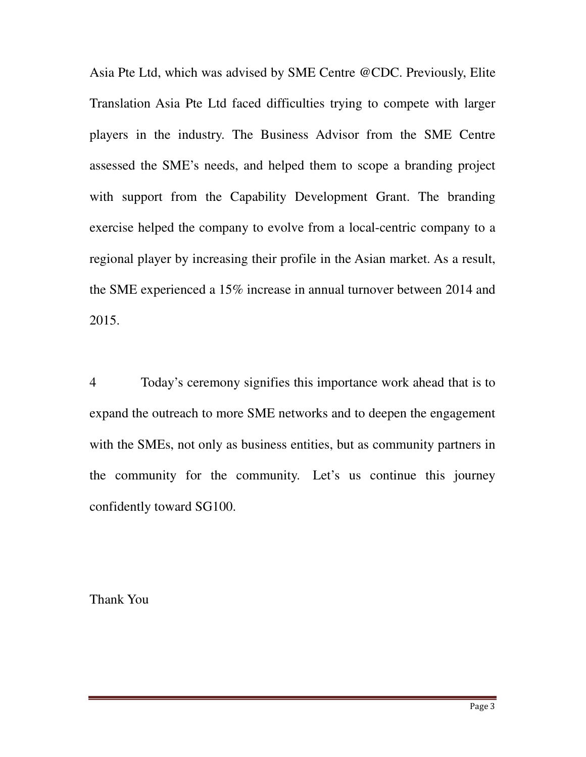Asia Pte Ltd, which was advised by SME Centre @CDC. Previously, Elite Translation Asia Pte Ltd faced difficulties trying to compete with larger players in the industry. The Business Advisor from the SME Centre assessed the SME's needs, and helped them to scope a branding project with support from the Capability Development Grant. The branding exercise helped the company to evolve from a local-centric company to a regional player by increasing their profile in the Asian market. As a result, the SME experienced a 15% increase in annual turnover between 2014 and 2015.

4 Today's ceremony signifies this importance work ahead that is to expand the outreach to more SME networks and to deepen the engagement with the SMEs, not only as business entities, but as community partners in the community for the community. Let's us continue this journey confidently toward SG100.

Thank You